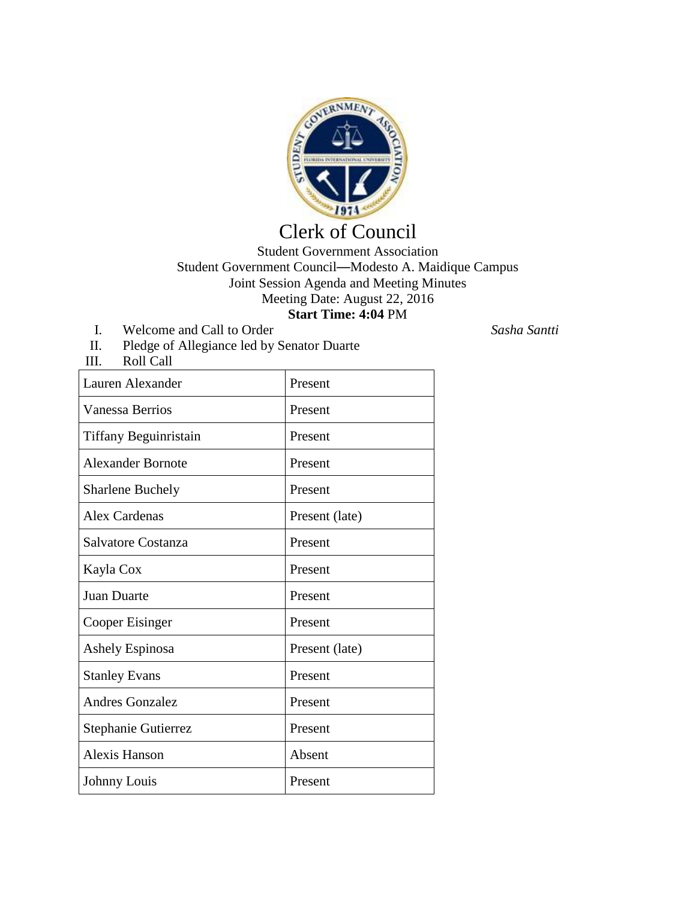# Clerk of Council

Student Government Association
Student Government Council—Modesto A. Maidique Campus
Joint Session Agenda and Meeting Minutes
Meeting Date: August 22, 2016
**Start Time: 4:04** PM

I. Welcome and Call to Order *Sasha Santti*

II. Pledge of Allegiance led by Senator Duarte

III. Roll Call

| Lauren Alexander | Present |
|---|---|
| Vanessa Berrios | Present |
| Tiffany Beguinristain | Present |
| Alexander Bornote | Present |
| Sharlene Buchely | Present |
| Alex Cardenas | Present (late) |
| Salvatore Costanza | Present |
| Kayla Cox | Present |
| Juan Duarte | Present |
| Cooper Eisinger | Present |
| Ashely Espinosa | Present (late) |
| Stanley Evans | Present |
| Andres Gonzalez | Present |
| Stephanie Gutierrez | Present |
| Alexis Hanson | Absent |
| Johnny Louis | Present |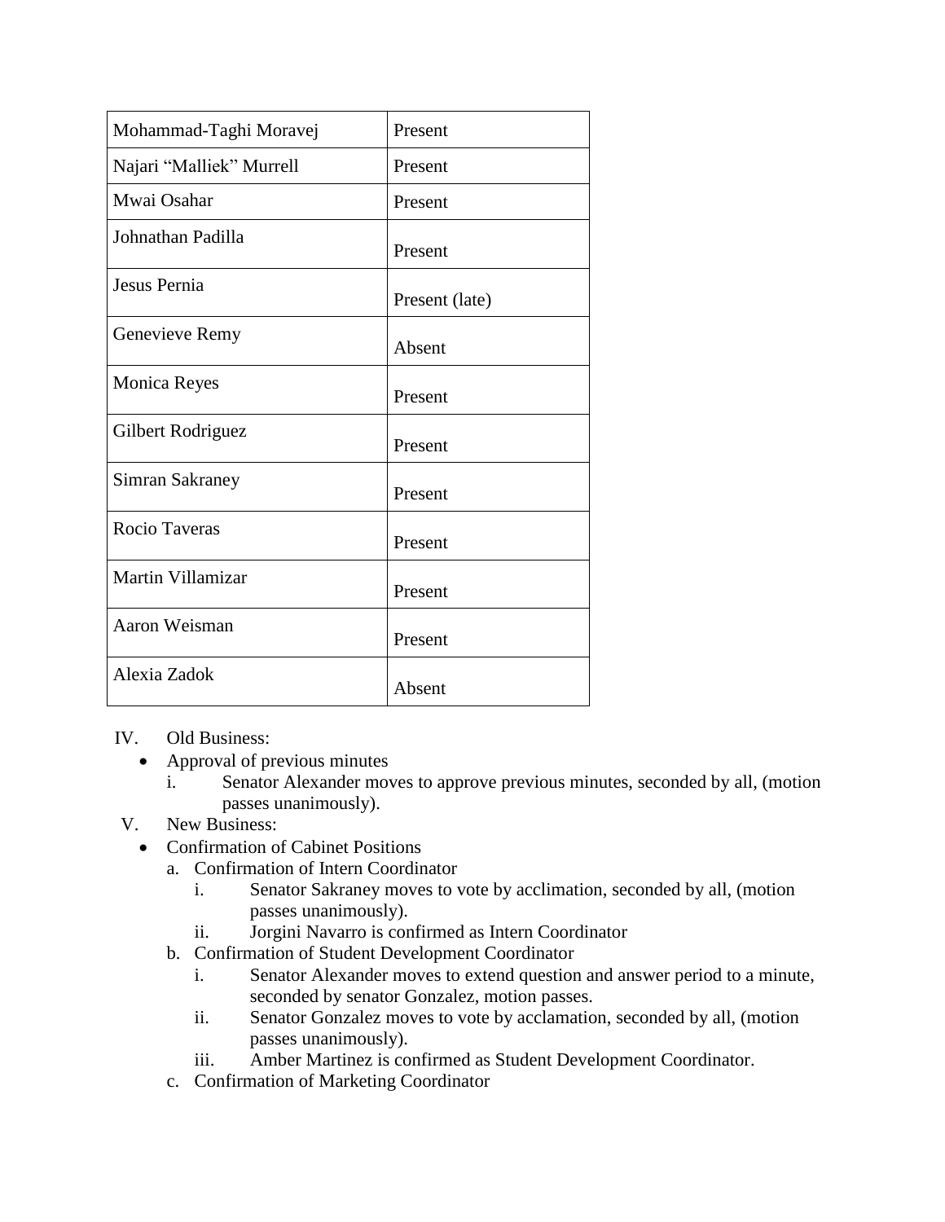| Mohammad-Taghi Moravej | Present |
| --- | --- |
| Najari "Malliek" Murrell | Present |
| Mwai Osahar | Present |
| Johnathan Padilla | Present |
| Jesus Pernia | Present (late) |
| Genevieve Remy | Absent |
| Monica Reyes | Present |
| Gilbert Rodriguez | Present |
| Simran Sakraney | Present |
| Rocio Taveras | Present |
| Martin Villamizar | Present |
| Aaron Weisman | Present |
| Alexia Zadok | Absent |

IV. Old Business:

- Approval of previous minutes
  - i. Senator Alexander moves to approve previous minutes, seconded by all, (motion passes unanimously).

V. New Business:

- Confirmation of Cabinet Positions
  - a. Confirmation of Intern Coordinator
    - i. Senator Sakraney moves to vote by acclimation, seconded by all, (motion passes unanimously).
    - ii. Jorgini Navarro is confirmed as Intern Coordinator
  - b. Confirmation of Student Development Coordinator
    - i. Senator Alexander moves to extend question and answer period to a minute, seconded by senator Gonzalez, motion passes.
    - ii. Senator Gonzalez moves to vote by acclamation, seconded by all, (motion passes unanimously).
    - iii. Amber Martinez is confirmed as Student Development Coordinator.
  - c. Confirmation of Marketing Coordinator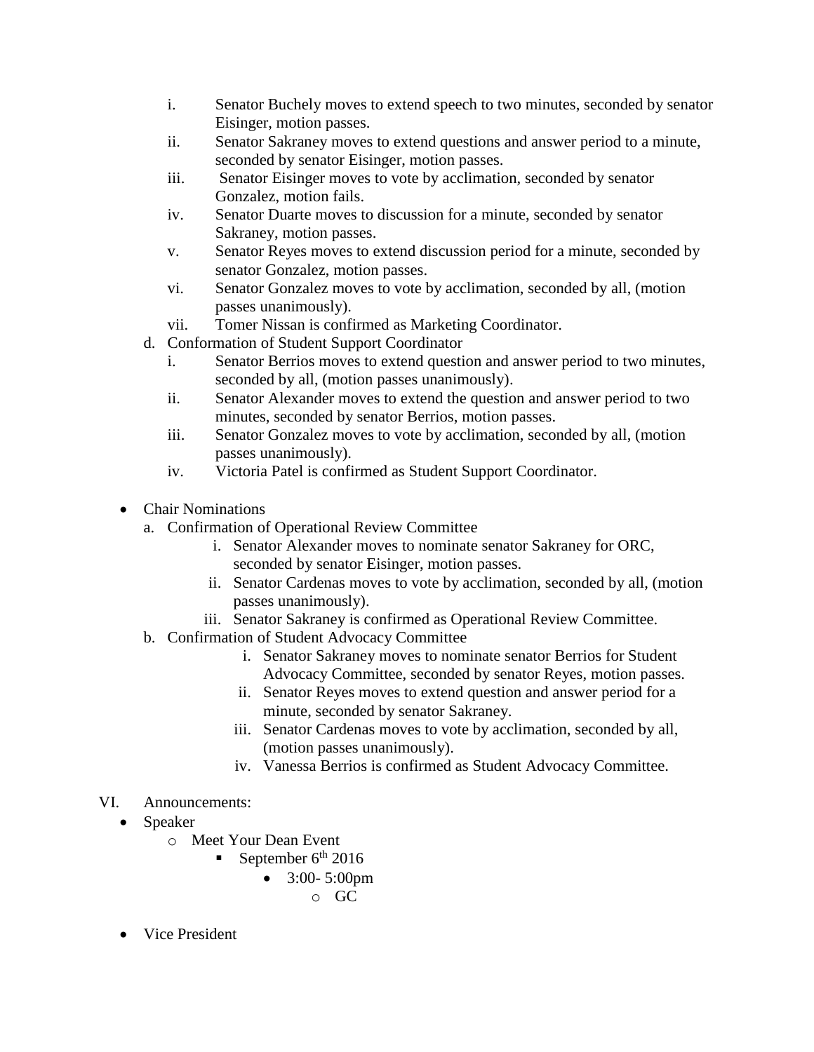i. Senator Buchely moves to extend speech to two minutes, seconded by senator Eisinger, motion passes.
   ii. Senator Sakraney moves to extend questions and answer period to a minute, seconded by senator Eisinger, motion passes.
   iii. Senator Eisinger moves to vote by acclimation, seconded by senator Gonzalez, motion fails.
   iv. Senator Duarte moves to discussion for a minute, seconded by senator Sakraney, motion passes.
   v. Senator Reyes moves to extend discussion period for a minute, seconded by senator Gonzalez, motion passes.
   vi. Senator Gonzalez moves to vote by acclimation, seconded by all, (motion passes unanimously).
   vii. Tomer Nissan is confirmed as Marketing Coordinator.

d. Conformation of Student Support Coordinator
   i. Senator Berrios moves to extend question and answer period to two minutes, seconded by all, (motion passes unanimously).
   ii. Senator Alexander moves to extend the question and answer period to two minutes, seconded by senator Berrios, motion passes.
   iii. Senator Gonzalez moves to vote by acclimation, seconded by all, (motion passes unanimously).
   iv. Victoria Patel is confirmed as Student Support Coordinator.

- Chair Nominations
  a. Confirmation of Operational Review Committee
     i. Senator Alexander moves to nominate senator Sakraney for ORC, seconded by senator Eisinger, motion passes.
     ii. Senator Cardenas moves to vote by acclimation, seconded by all, (motion passes unanimously).
     iii. Senator Sakraney is confirmed as Operational Review Committee.
  b. Confirmation of Student Advocacy Committee
     i. Senator Sakraney moves to nominate senator Berrios for Student Advocacy Committee, seconded by senator Reyes, motion passes.
     ii. Senator Reyes moves to extend question and answer period for a minute, seconded by senator Sakraney.
     iii. Senator Cardenas moves to vote by acclimation, seconded by all, (motion passes unanimously).
     iv. Vanessa Berrios is confirmed as Student Advocacy Committee.

VI. Announcements:

- Speaker
  - Meet Your Dean Event
    - September 6th 2016
      - 3:00- 5:00pm
        - GC

- Vice President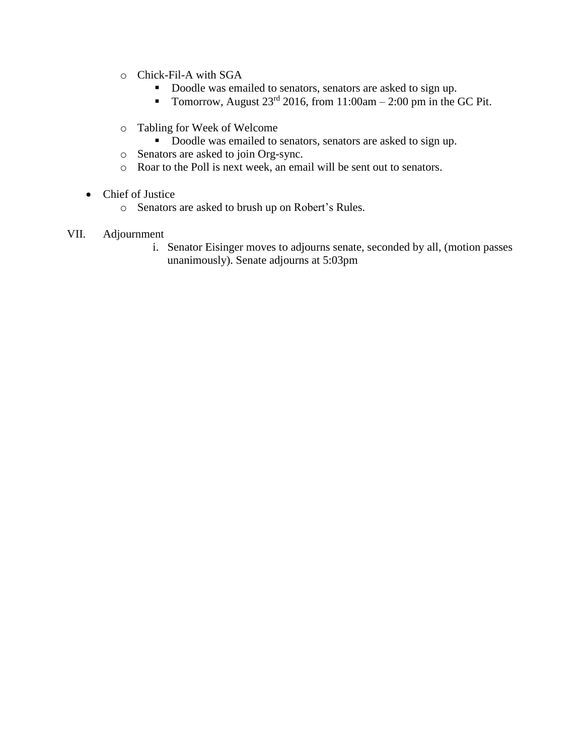- Chick-Fil-A with SGA
  - Doodle was emailed to senators, senators are asked to sign up.
  - Tomorrow, August 23rd 2016, from 11:00am – 2:00 pm in the GC Pit.

- Tabling for Week of Welcome
  - Doodle was emailed to senators, senators are asked to sign up.
- Senators are asked to join Org-sync.
- Roar to the Poll is next week, an email will be sent out to senators.

- Chief of Justice
  - Senators are asked to brush up on Robert's Rules.

VII. Adjournment

i. Senator Eisinger moves to adjourns senate, seconded by all, (motion passes unanimously). Senate adjourns at 5:03pm